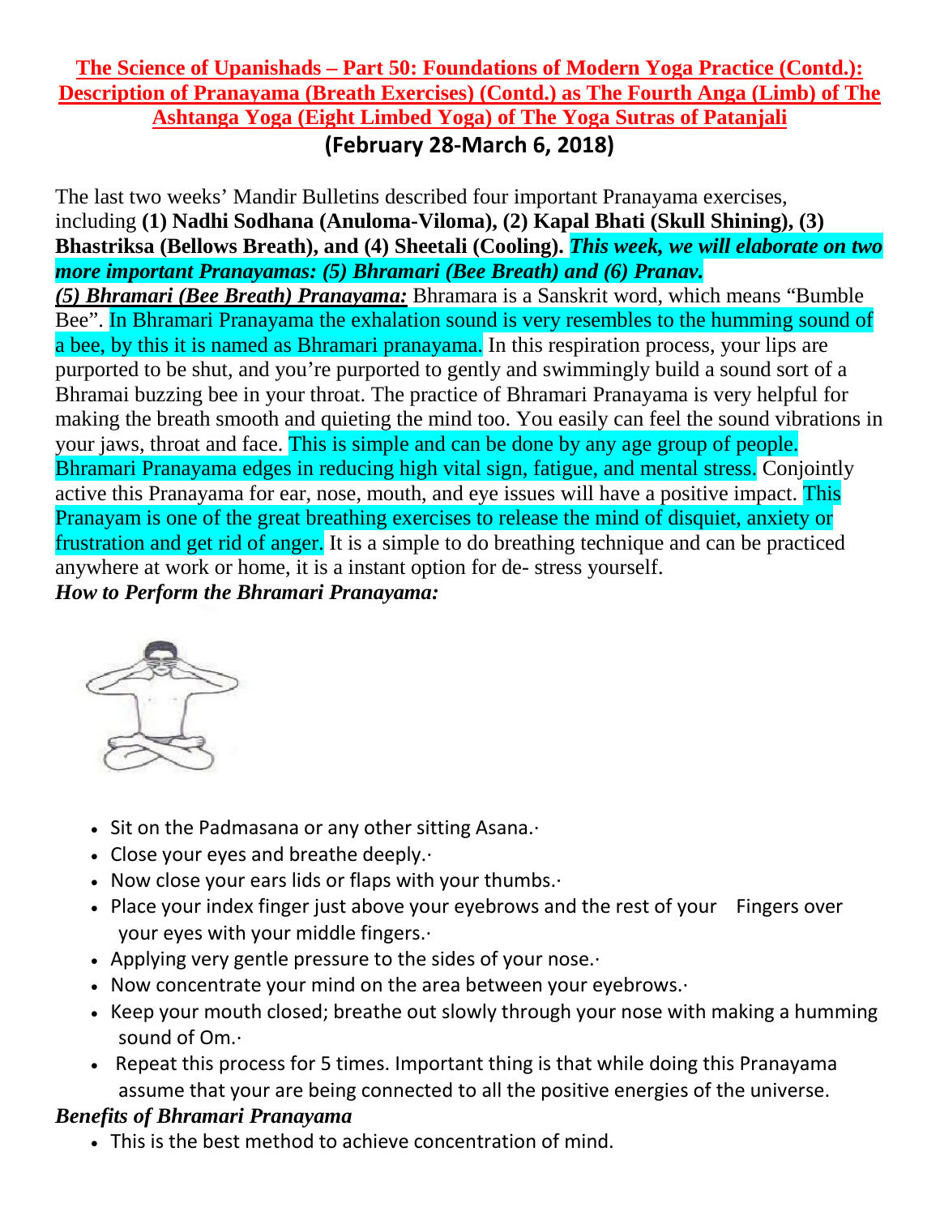**The Science of Upanishads – Part 50: Foundations of Modern Yoga Practice (Contd.): Description of Pranayama (Breath Exercises) (Contd.) as The Fourth Anga (Limb) of The Ashtanga Yoga (Eight Limbed Yoga) of The Yoga Sutras of Patanjali**

**(February 28-March 6, 2018)**

The last two weeks' Mandir Bulletins described four important Pranayama exercises, including **(1) Nadhi Sodhana (Anuloma-Viloma), (2) Kapal Bhati (Skull Shining), (3) Bhastriksa (Bellows Breath), and (4) Sheetali (Cooling).** ***This week, we will elaborate on two more important Pranayamas: (5) Bhramari (Bee Breath) and (6) Pranav.***

***(5) Bhramari (Bee Breath) Pranayama:*** Bhramara is a Sanskrit word, which means "Bumble Bee". In Bhramari Pranayama the exhalation sound is very resembles to the humming sound of a bee, by this it is named as Bhramari pranayama. In this respiration process, your lips are purported to be shut, and you're purported to gently and swimmingly build a sound sort of a Bhramai buzzing bee in your throat. The practice of Bhramari Pranayama is very helpful for making the breath smooth and quieting the mind too. You easily can feel the sound vibrations in your jaws, throat and face. This is simple and can be done by any age group of people. Bhramari Pranayama edges in reducing high vital sign, fatigue, and mental stress. Conjointly active this Pranayama for ear, nose, mouth, and eye issues will have a positive impact. This Pranayam is one of the great breathing exercises to release the mind of disquiet, anxiety or frustration and get rid of anger. It is a simple to do breathing technique and can be practiced anywhere at work or home, it is a instant option for de- stress yourself.

***How to Perform the Bhramari Pranayama:***

- Sit on the Padmasana or any other sitting Asana.·
- Close your eyes and breathe deeply.·
- Now close your ears lids or flaps with your thumbs.·
- Place your index finger just above your eyebrows and the rest of your Fingers over your eyes with your middle fingers.·
- Applying very gentle pressure to the sides of your nose.·
- Now concentrate your mind on the area between your eyebrows.·
- Keep your mouth closed; breathe out slowly through your nose with making a humming sound of Om.·
- Repeat this process for 5 times. Important thing is that while doing this Pranayama assume that your are being connected to all the positive energies of the universe.

***Benefits of Bhramari Pranayama***

- This is the best method to achieve concentration of mind.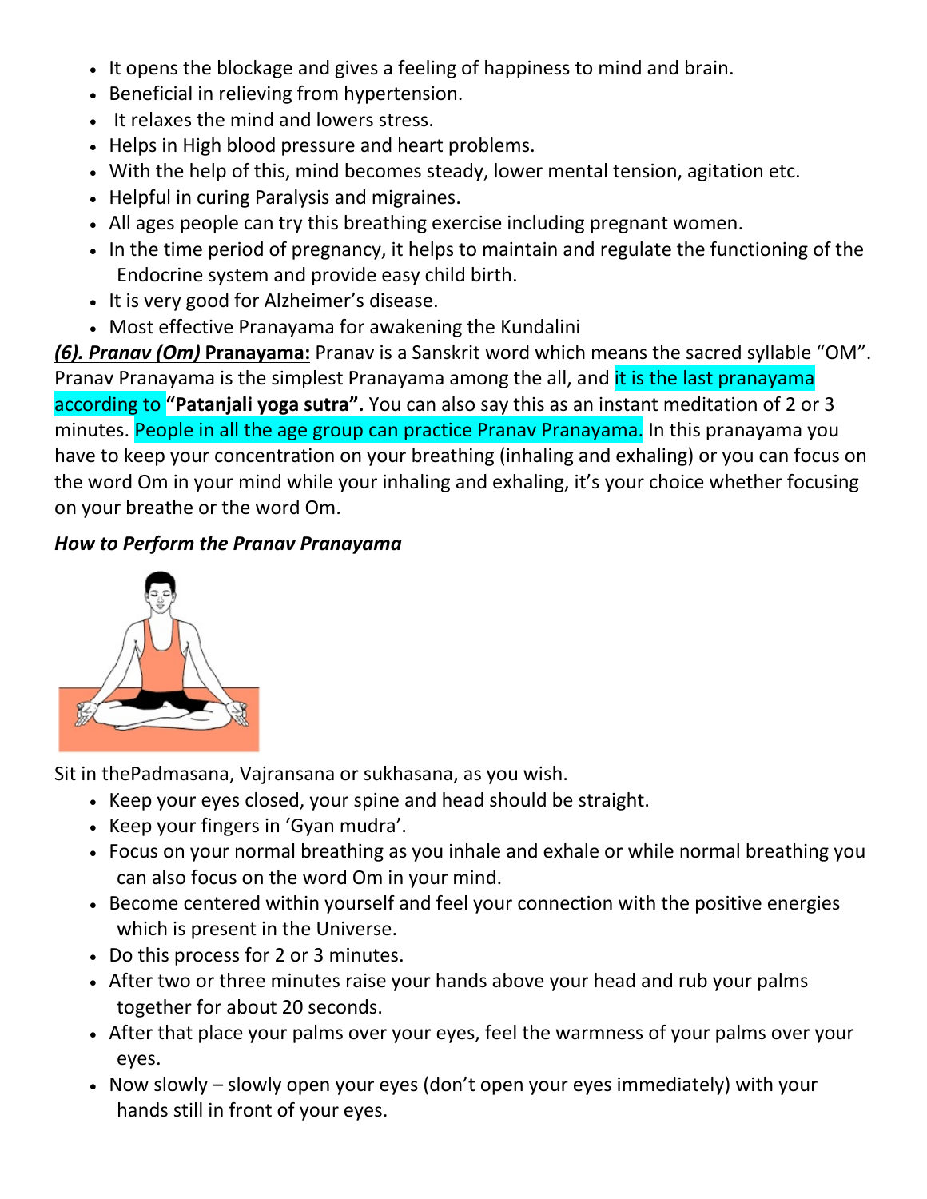- It opens the blockage and gives a feeling of happiness to mind and brain.
- Beneficial in relieving from hypertension.
- It relaxes the mind and lowers stress.
- Helps in High blood pressure and heart problems.
- With the help of this, mind becomes steady, lower mental tension, agitation etc.
- Helpful in curing Paralysis and migraines.
- All ages people can try this breathing exercise including pregnant women.
- In the time period of pregnancy, it helps to maintain and regulate the functioning of the Endocrine system and provide easy child birth.
- It is very good for Alzheimer's disease.
- Most effective Pranayama for awakening the Kundalini

***(6). Pranav (Om)* Pranayama:** Pranav is a Sanskrit word which means the sacred syllable "OM". Pranav Pranayama is the simplest Pranayama among the all, and it is the last pranayama according to **"Patanjali yoga sutra".** You can also say this as an instant meditation of 2 or 3 minutes. People in all the age group can practice Pranav Pranayama. In this pranayama you have to keep your concentration on your breathing (inhaling and exhaling) or you can focus on the word Om in your mind while your inhaling and exhaling, it's your choice whether focusing on your breathe or the word Om.

***How to Perform the Pranav Pranayama***

Sit in thePadmasana, Vajransana or sukhasana, as you wish.

- Keep your eyes closed, your spine and head should be straight.
- Keep your fingers in 'Gyan mudra'.
- Focus on your normal breathing as you inhale and exhale or while normal breathing you can also focus on the word Om in your mind.
- Become centered within yourself and feel your connection with the positive energies which is present in the Universe.
- Do this process for 2 or 3 minutes.
- After two or three minutes raise your hands above your head and rub your palms together for about 20 seconds.
- After that place your palms over your eyes, feel the warmness of your palms over your eyes.
- Now slowly – slowly open your eyes (don't open your eyes immediately) with your hands still in front of your eyes.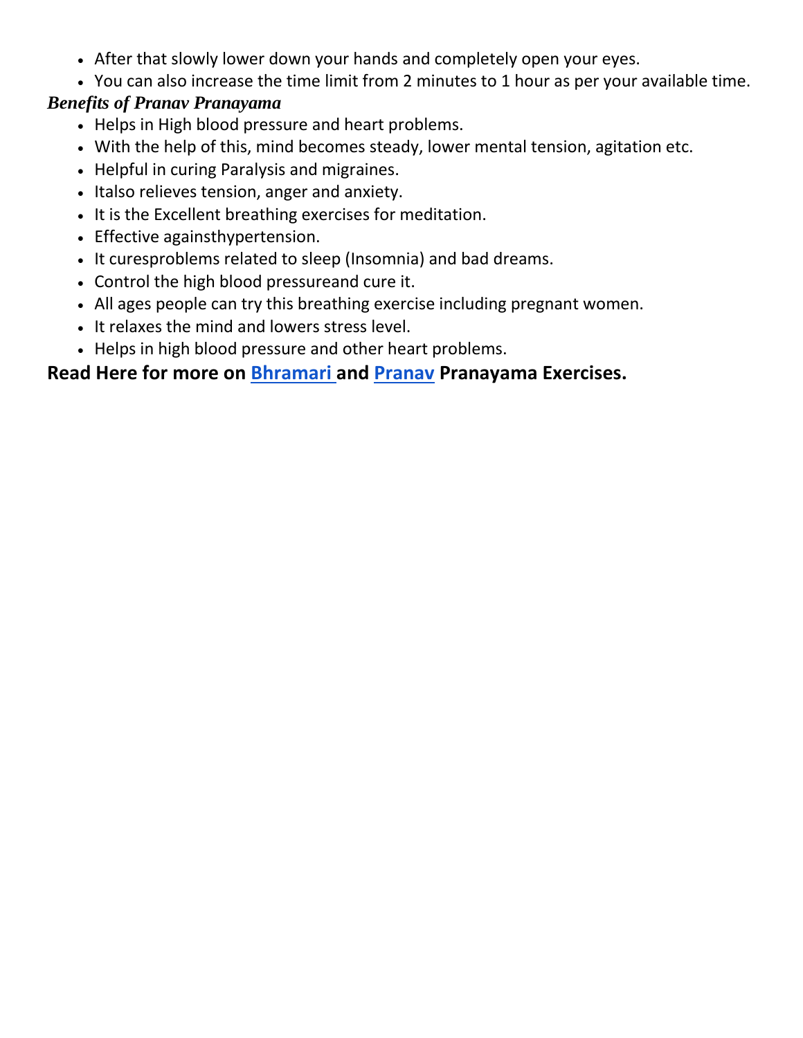- After that slowly lower down your hands and completely open your eyes.
- You can also increase the time limit from 2 minutes to 1 hour as per your available time.

***Benefits of Pranav Pranayama***

- Helps in High blood pressure and heart problems.
- With the help of this, mind becomes steady, lower mental tension, agitation etc.
- Helpful in curing Paralysis and migraines.
- Italso relieves tension, anger and anxiety.
- It is the Excellent breathing exercises for meditation.
- Effective againsthypertension.
- It curesproblems related to sleep (Insomnia) and bad dreams.
- Control the high blood pressureand cure it.
- All ages people can try this breathing exercise including pregnant women.
- It relaxes the mind and lowers stress level.
- Helps in high blood pressure and other heart problems.

**Read Here for more on Bhramari and Pranav Pranayama Exercises.**